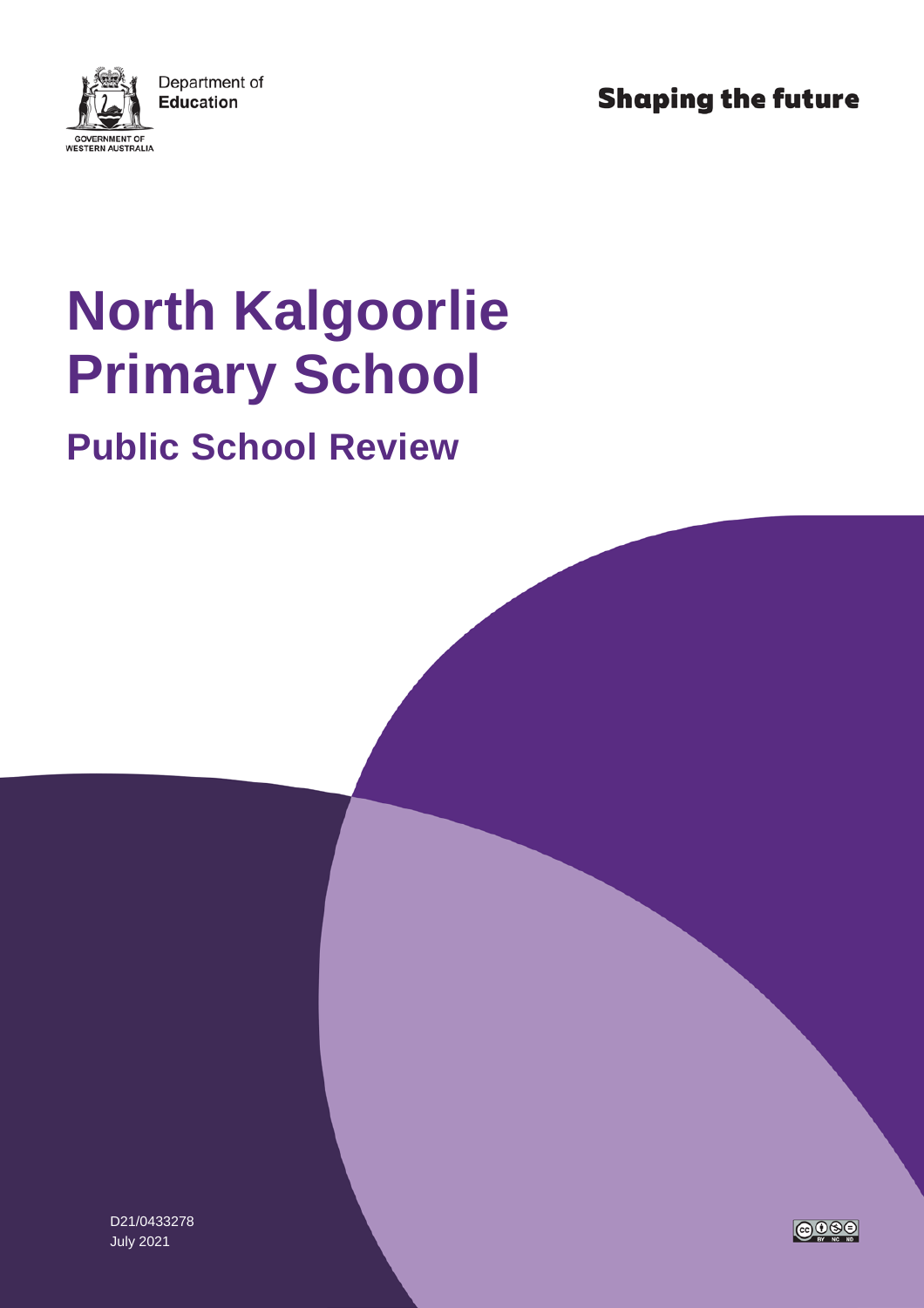Department of Education

GOVERNMENT OF WESTERN AUSTRALIA

Shaping the future

# North Kalgoorlie Primary School

## Public School Review

D21/0433278
July 2021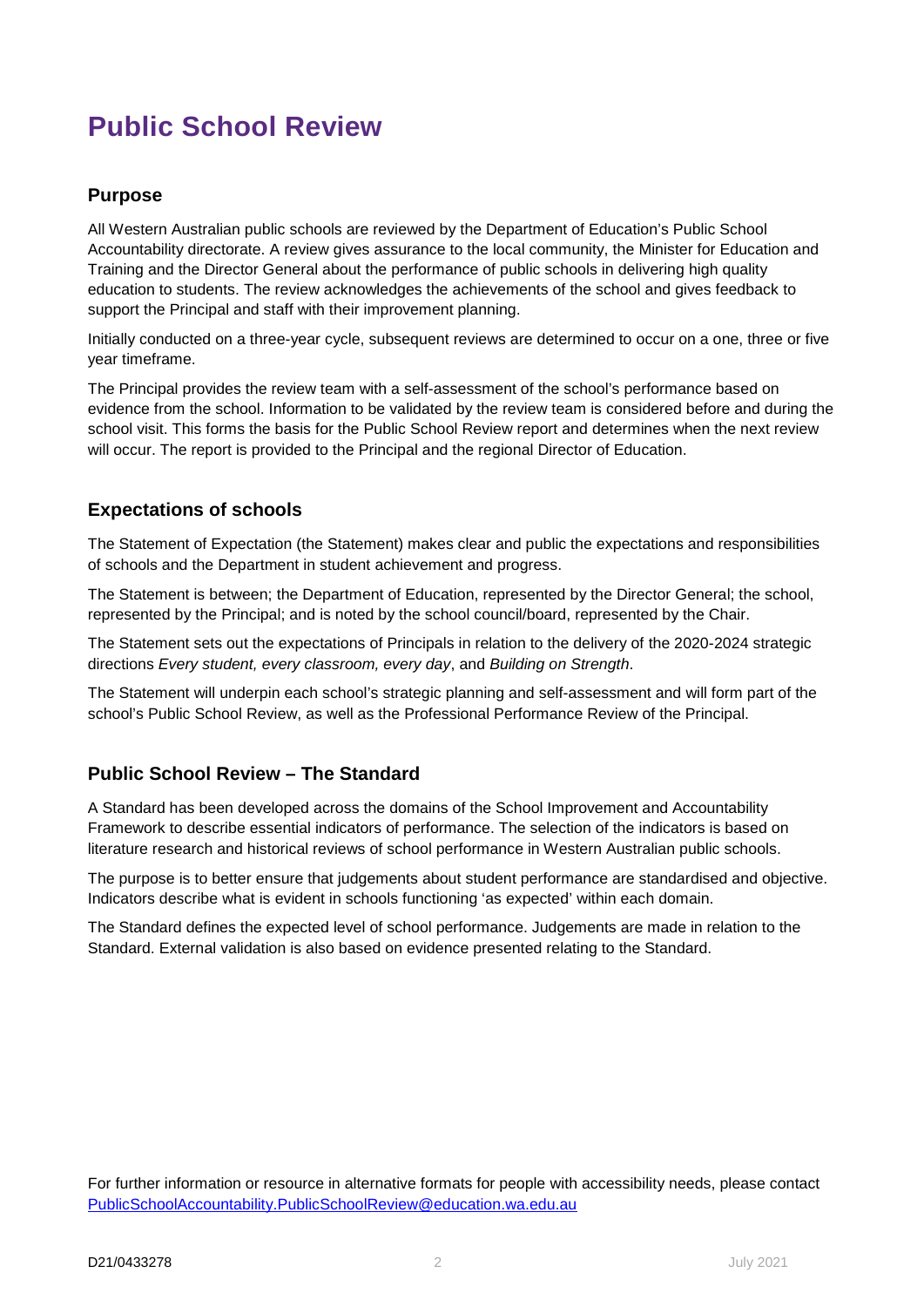# Public School Review

## Purpose

All Western Australian public schools are reviewed by the Department of Education's Public School Accountability directorate. A review gives assurance to the local community, the Minister for Education and Training and the Director General about the performance of public schools in delivering high quality education to students. The review acknowledges the achievements of the school and gives feedback to support the Principal and staff with their improvement planning.

Initially conducted on a three-year cycle, subsequent reviews are determined to occur on a one, three or five year timeframe.

The Principal provides the review team with a self-assessment of the school's performance based on evidence from the school. Information to be validated by the review team is considered before and during the school visit. This forms the basis for the Public School Review report and determines when the next review will occur. The report is provided to the Principal and the regional Director of Education.

## Expectations of schools

The Statement of Expectation (the Statement) makes clear and public the expectations and responsibilities of schools and the Department in student achievement and progress.

The Statement is between; the Department of Education, represented by the Director General; the school, represented by the Principal; and is noted by the school council/board, represented by the Chair.

The Statement sets out the expectations of Principals in relation to the delivery of the 2020-2024 strategic directions *Every student, every classroom, every day*, and *Building on Strength*.

The Statement will underpin each school's strategic planning and self-assessment and will form part of the school's Public School Review, as well as the Professional Performance Review of the Principal.

## Public School Review – The Standard

A Standard has been developed across the domains of the School Improvement and Accountability Framework to describe essential indicators of performance. The selection of the indicators is based on literature research and historical reviews of school performance in Western Australian public schools.

The purpose is to better ensure that judgements about student performance are standardised and objective. Indicators describe what is evident in schools functioning 'as expected' within each domain.

The Standard defines the expected level of school performance. Judgements are made in relation to the Standard. External validation is also based on evidence presented relating to the Standard.

For further information or resource in alternative formats for people with accessibility needs, please contact PublicSchoolAccountability.PublicSchoolReview@education.wa.edu.au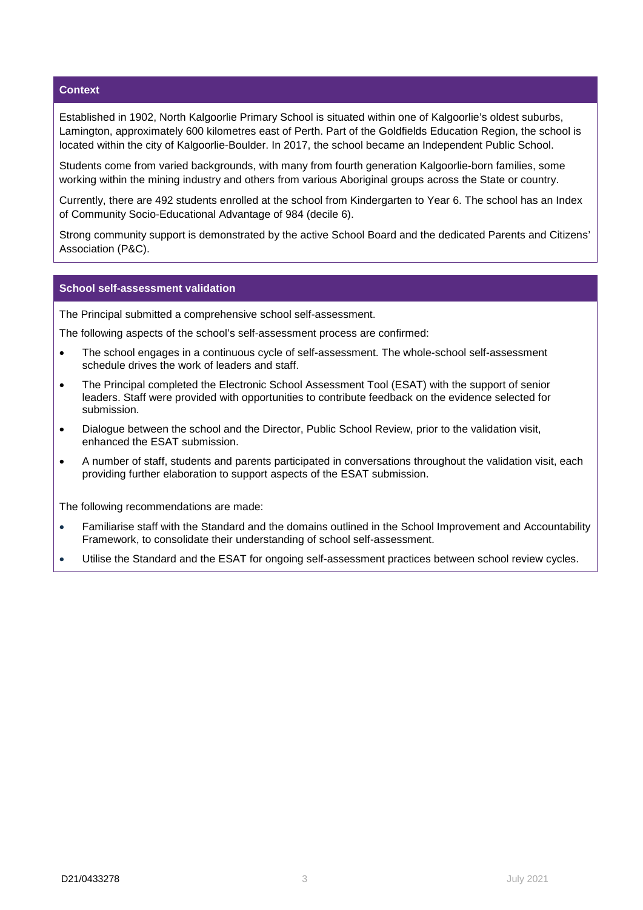## Context

Established in 1902, North Kalgoorlie Primary School is situated within one of Kalgoorlie's oldest suburbs, Lamington, approximately 600 kilometres east of Perth. Part of the Goldfields Education Region, the school is located within the city of Kalgoorlie-Boulder. In 2017, the school became an Independent Public School.

Students come from varied backgrounds, with many from fourth generation Kalgoorlie-born families, some working within the mining industry and others from various Aboriginal groups across the State or country.

Currently, there are 492 students enrolled at the school from Kindergarten to Year 6. The school has an Index of Community Socio-Educational Advantage of 984 (decile 6).

Strong community support is demonstrated by the active School Board and the dedicated Parents and Citizens' Association (P&C).

## School self-assessment validation

The Principal submitted a comprehensive school self-assessment.

The following aspects of the school's self-assessment process are confirmed:

- The school engages in a continuous cycle of self-assessment. The whole-school self-assessment schedule drives the work of leaders and staff.
- The Principal completed the Electronic School Assessment Tool (ESAT) with the support of senior leaders. Staff were provided with opportunities to contribute feedback on the evidence selected for submission.
- Dialogue between the school and the Director, Public School Review, prior to the validation visit, enhanced the ESAT submission.
- A number of staff, students and parents participated in conversations throughout the validation visit, each providing further elaboration to support aspects of the ESAT submission.

The following recommendations are made:

- Familiarise staff with the Standard and the domains outlined in the School Improvement and Accountability Framework, to consolidate their understanding of school self-assessment.
- Utilise the Standard and the ESAT for ongoing self-assessment practices between school review cycles.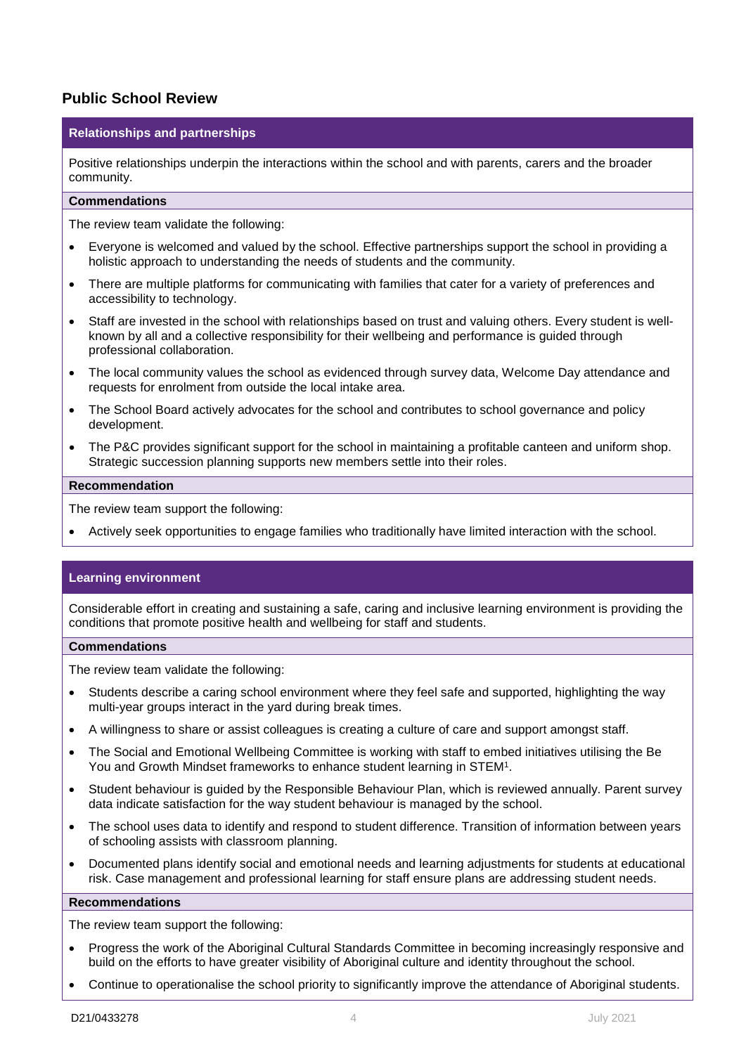## Public School Review

### Relationships and partnerships

Positive relationships underpin the interactions within the school and with parents, carers and the broader community.

**Commendations**

The review team validate the following:

- Everyone is welcomed and valued by the school. Effective partnerships support the school in providing a holistic approach to understanding the needs of students and the community.
- There are multiple platforms for communicating with families that cater for a variety of preferences and accessibility to technology.
- Staff are invested in the school with relationships based on trust and valuing others. Every student is well-known by all and a collective responsibility for their wellbeing and performance is guided through professional collaboration.
- The local community values the school as evidenced through survey data, Welcome Day attendance and requests for enrolment from outside the local intake area.
- The School Board actively advocates for the school and contributes to school governance and policy development.
- The P&C provides significant support for the school in maintaining a profitable canteen and uniform shop. Strategic succession planning supports new members settle into their roles.

**Recommendation**

The review team support the following:

- Actively seek opportunities to engage families who traditionally have limited interaction with the school.

### Learning environment

Considerable effort in creating and sustaining a safe, caring and inclusive learning environment is providing the conditions that promote positive health and wellbeing for staff and students.

**Commendations**

The review team validate the following:

- Students describe a caring school environment where they feel safe and supported, highlighting the way multi-year groups interact in the yard during break times.
- A willingness to share or assist colleagues is creating a culture of care and support amongst staff.
- The Social and Emotional Wellbeing Committee is working with staff to embed initiatives utilising the Be You and Growth Mindset frameworks to enhance student learning in STEM[1].
- Student behaviour is guided by the Responsible Behaviour Plan, which is reviewed annually. Parent survey data indicate satisfaction for the way student behaviour is managed by the school.
- The school uses data to identify and respond to student difference. Transition of information between years of schooling assists with classroom planning.
- Documented plans identify social and emotional needs and learning adjustments for students at educational risk. Case management and professional learning for staff ensure plans are addressing student needs.

**Recommendations**

The review team support the following:

- Progress the work of the Aboriginal Cultural Standards Committee in becoming increasingly responsive and build on the efforts to have greater visibility of Aboriginal culture and identity throughout the school.
- Continue to operationalise the school priority to significantly improve the attendance of Aboriginal students.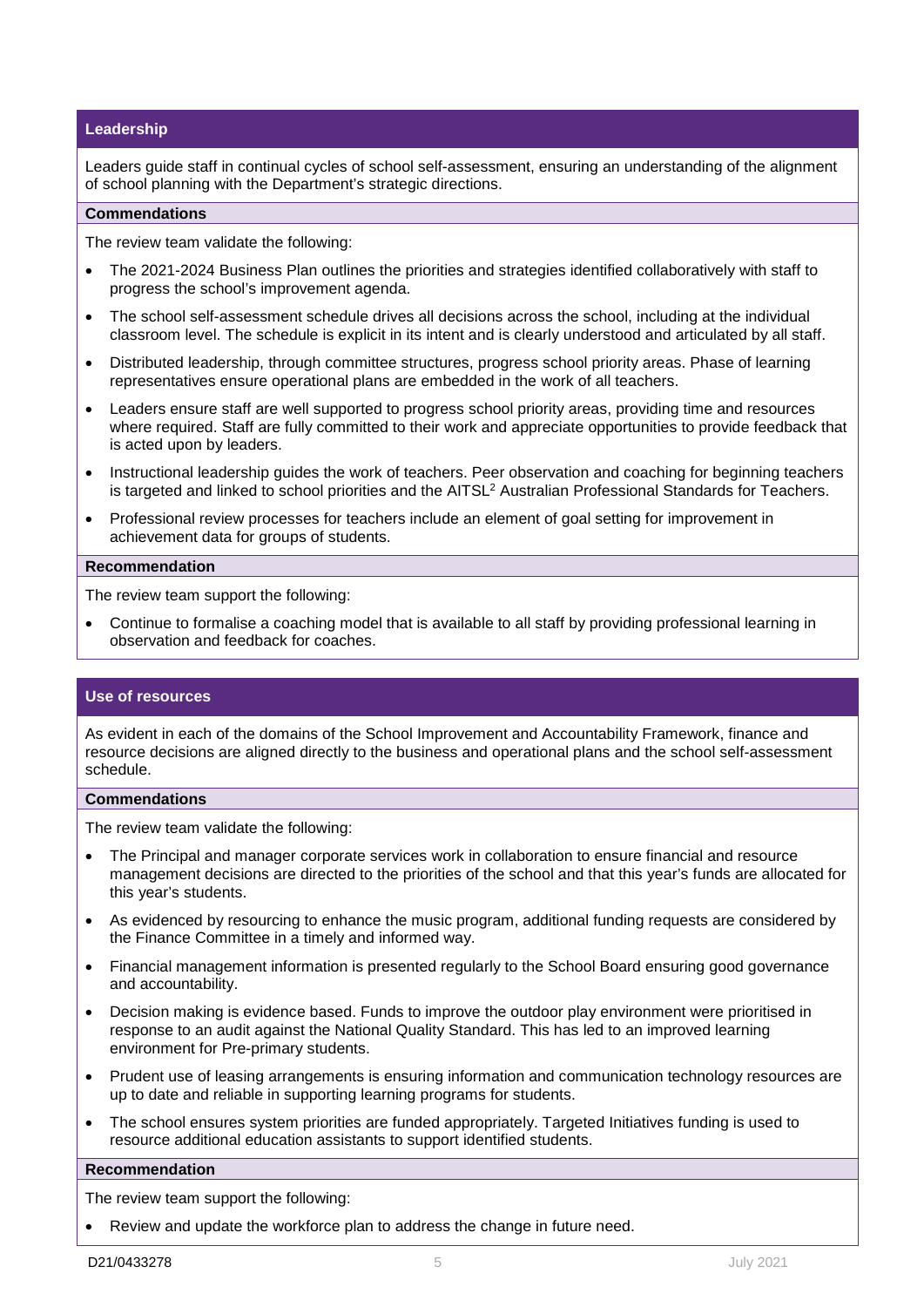## Leadership

Leaders guide staff in continual cycles of school self-assessment, ensuring an understanding of the alignment of school planning with the Department's strategic directions.

### Commendations

The review team validate the following:

- The 2021-2024 Business Plan outlines the priorities and strategies identified collaboratively with staff to progress the school's improvement agenda.
- The school self-assessment schedule drives all decisions across the school, including at the individual classroom level. The schedule is explicit in its intent and is clearly understood and articulated by all staff.
- Distributed leadership, through committee structures, progress school priority areas. Phase of learning representatives ensure operational plans are embedded in the work of all teachers.
- Leaders ensure staff are well supported to progress school priority areas, providing time and resources where required. Staff are fully committed to their work and appreciate opportunities to provide feedback that is acted upon by leaders.
- Instructional leadership guides the work of teachers. Peer observation and coaching for beginning teachers is targeted and linked to school priorities and the AITSL[2] Australian Professional Standards for Teachers.
- Professional review processes for teachers include an element of goal setting for improvement in achievement data for groups of students.

### Recommendation

The review team support the following:

- Continue to formalise a coaching model that is available to all staff by providing professional learning in observation and feedback for coaches.

## Use of resources

As evident in each of the domains of the School Improvement and Accountability Framework, finance and resource decisions are aligned directly to the business and operational plans and the school self-assessment schedule.

### Commendations

The review team validate the following:

- The Principal and manager corporate services work in collaboration to ensure financial and resource management decisions are directed to the priorities of the school and that this year's funds are allocated for this year's students.
- As evidenced by resourcing to enhance the music program, additional funding requests are considered by the Finance Committee in a timely and informed way.
- Financial management information is presented regularly to the School Board ensuring good governance and accountability.
- Decision making is evidence based. Funds to improve the outdoor play environment were prioritised in response to an audit against the National Quality Standard. This has led to an improved learning environment for Pre-primary students.
- Prudent use of leasing arrangements is ensuring information and communication technology resources are up to date and reliable in supporting learning programs for students.
- The school ensures system priorities are funded appropriately. Targeted Initiatives funding is used to resource additional education assistants to support identified students.

### Recommendation

The review team support the following:

- Review and update the workforce plan to address the change in future need.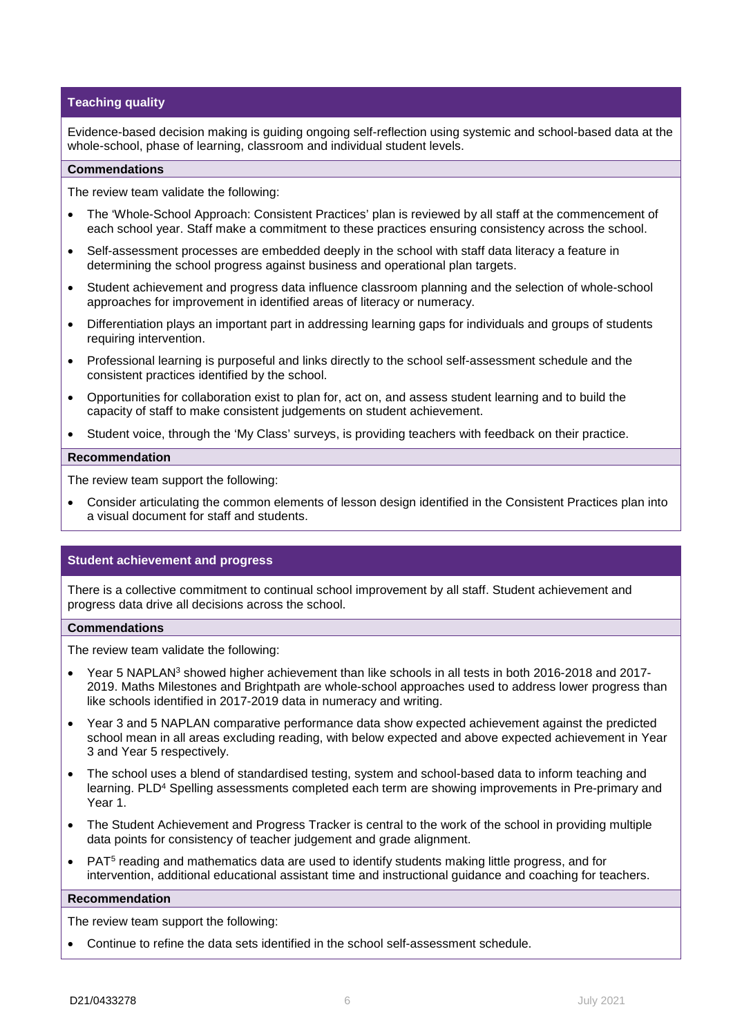## Teaching quality

Evidence-based decision making is guiding ongoing self-reflection using systemic and school-based data at the whole-school, phase of learning, classroom and individual student levels.

### Commendations

The review team validate the following:

- The 'Whole-School Approach: Consistent Practices' plan is reviewed by all staff at the commencement of each school year. Staff make a commitment to these practices ensuring consistency across the school.
- Self-assessment processes are embedded deeply in the school with staff data literacy a feature in determining the school progress against business and operational plan targets.
- Student achievement and progress data influence classroom planning and the selection of whole-school approaches for improvement in identified areas of literacy or numeracy.
- Differentiation plays an important part in addressing learning gaps for individuals and groups of students requiring intervention.
- Professional learning is purposeful and links directly to the school self-assessment schedule and the consistent practices identified by the school.
- Opportunities for collaboration exist to plan for, act on, and assess student learning and to build the capacity of staff to make consistent judgements on student achievement.
- Student voice, through the 'My Class' surveys, is providing teachers with feedback on their practice.

### Recommendation

The review team support the following:

- Consider articulating the common elements of lesson design identified in the Consistent Practices plan into a visual document for staff and students.

## Student achievement and progress

There is a collective commitment to continual school improvement by all staff. Student achievement and progress data drive all decisions across the school.

### Commendations

The review team validate the following:

- Year 5 NAPLAN[3] showed higher achievement than like schools in all tests in both 2016-2018 and 2017-2019. Maths Milestones and Brightpath are whole-school approaches used to address lower progress than like schools identified in 2017-2019 data in numeracy and writing.
- Year 3 and 5 NAPLAN comparative performance data show expected achievement against the predicted school mean in all areas excluding reading, with below expected and above expected achievement in Year 3 and Year 5 respectively.
- The school uses a blend of standardised testing, system and school-based data to inform teaching and learning. PLD[4] Spelling assessments completed each term are showing improvements in Pre-primary and Year 1.
- The Student Achievement and Progress Tracker is central to the work of the school in providing multiple data points for consistency of teacher judgement and grade alignment.
- PAT[5] reading and mathematics data are used to identify students making little progress, and for intervention, additional educational assistant time and instructional guidance and coaching for teachers.

### Recommendation

The review team support the following:

- Continue to refine the data sets identified in the school self-assessment schedule.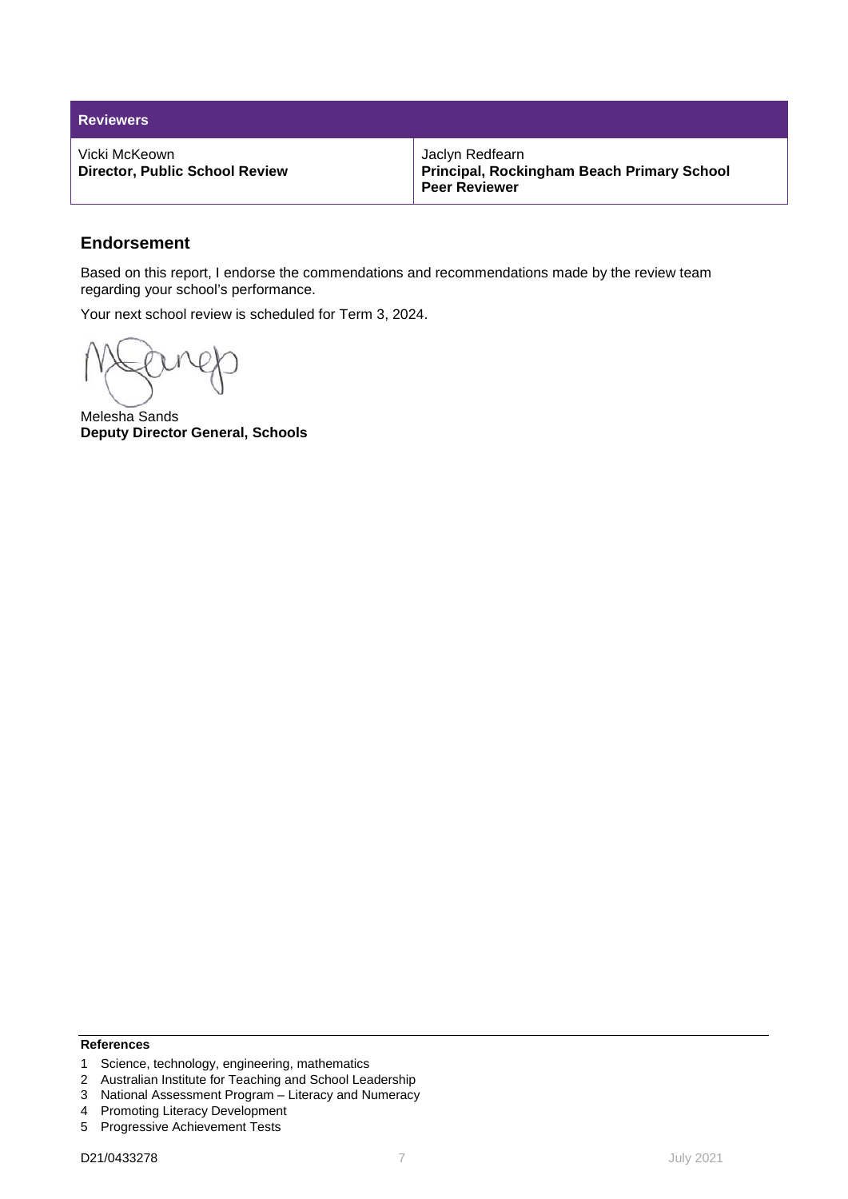| Reviewers | |
|---|---|
| Vicki McKeown<br>**Director, Public School Review** | Jaclyn Redfearn<br>**Principal, Rockingham Beach Primary School**<br>**Peer Reviewer** |

## Endorsement

Based on this report, I endorse the commendations and recommendations made by the review team regarding your school's performance.

Your next school review is scheduled for Term 3, 2024.

Melesha Sands
**Deputy Director General, Schools**

**References**

1 Science, technology, engineering, mathematics
2 Australian Institute for Teaching and School Leadership
3 National Assessment Program – Literacy and Numeracy
4 Promoting Literacy Development
5 Progressive Achievement Tests